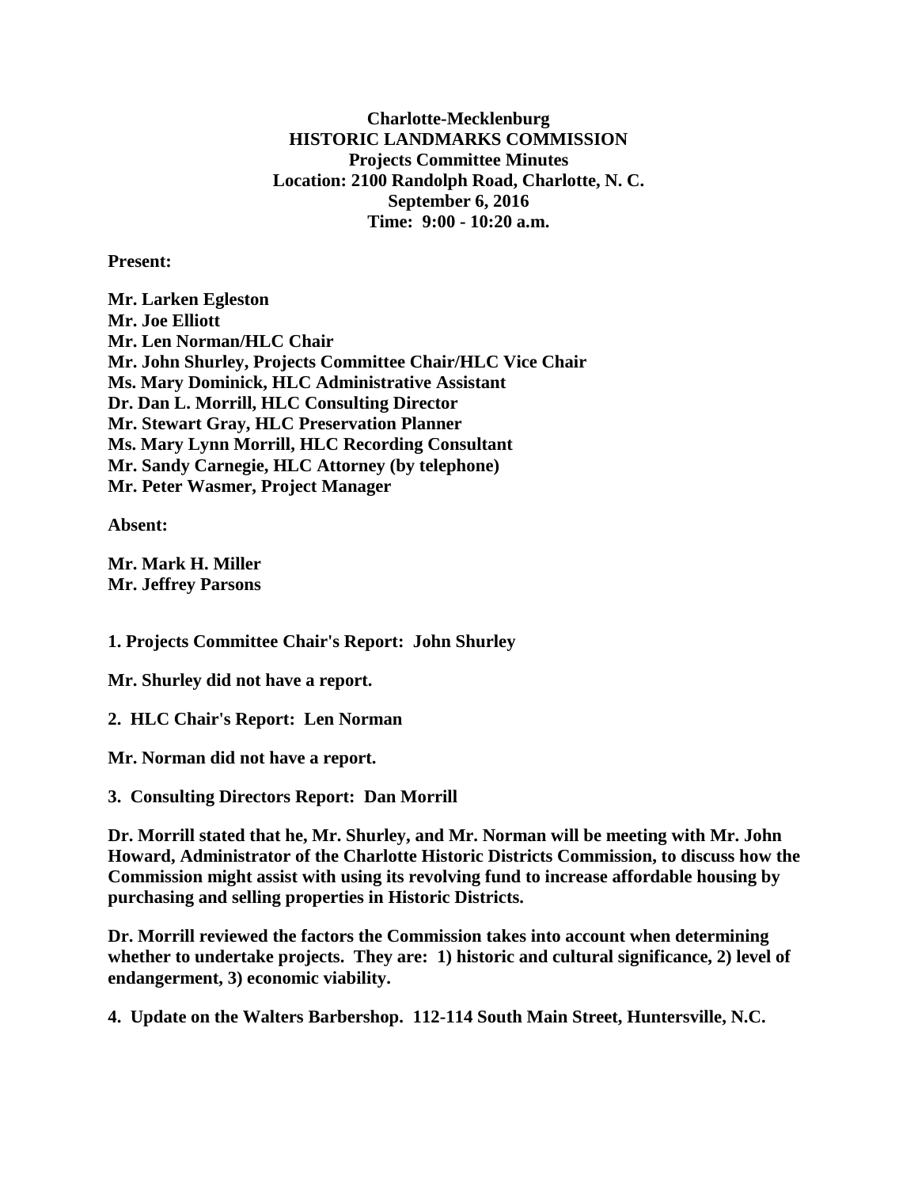**Charlotte-Mecklenburg**
**HISTORIC LANDMARKS COMMISSION**
**Projects Committee Minutes**
**Location: 2100 Randolph Road, Charlotte, N. C.**
**September 6, 2016**
**Time: 9:00 - 10:20 a.m.**

**Present:**

**Mr. Larken Egleston**
**Mr. Joe Elliott**
**Mr. Len Norman/HLC Chair**
**Mr. John Shurley, Projects Committee Chair/HLC Vice Chair**
**Ms. Mary Dominick, HLC Administrative Assistant**
**Dr. Dan L. Morrill, HLC Consulting Director**
**Mr. Stewart Gray, HLC Preservation Planner**
**Ms. Mary Lynn Morrill, HLC Recording Consultant**
**Mr. Sandy Carnegie, HLC Attorney (by telephone)**
**Mr. Peter Wasmer, Project Manager**

**Absent:**

**Mr. Mark H. Miller**
**Mr. Jeffrey Parsons**

**1. Projects Committee Chair's Report: John Shurley**

**Mr. Shurley did not have a report.**

**2. HLC Chair's Report: Len Norman**

**Mr. Norman did not have a report.**

**3. Consulting Directors Report: Dan Morrill**

**Dr. Morrill stated that he, Mr. Shurley, and Mr. Norman will be meeting with Mr. John Howard, Administrator of the Charlotte Historic Districts Commission, to discuss how the Commission might assist with using its revolving fund to increase affordable housing by purchasing and selling properties in Historic Districts.**

**Dr. Morrill reviewed the factors the Commission takes into account when determining whether to undertake projects. They are: 1) historic and cultural significance, 2) level of endangerment, 3) economic viability.**

**4. Update on the Walters Barbershop. 112-114 South Main Street, Huntersville, N.C.**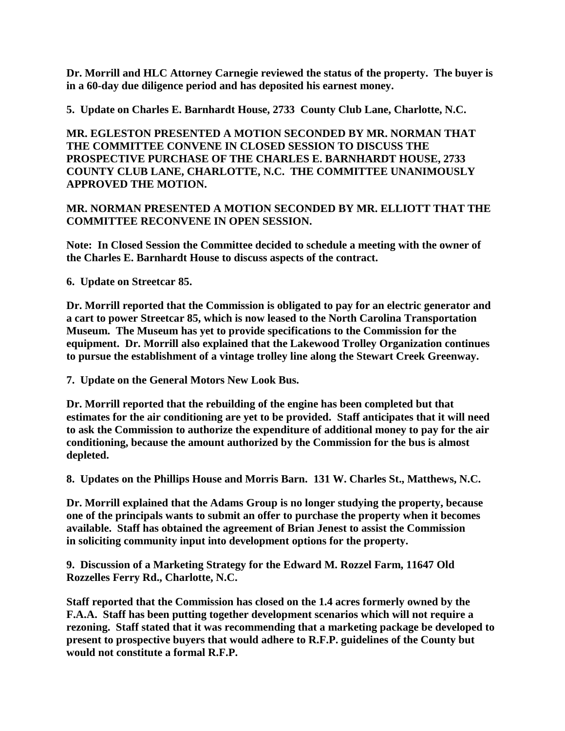**Dr. Morrill and HLC Attorney Carnegie reviewed the status of the property. The buyer is in a 60-day due diligence period and has deposited his earnest money.**

**5. Update on Charles E. Barnhardt House, 2733 County Club Lane, Charlotte, N.C.**

**MR. EGLESTON PRESENTED A MOTION SECONDED BY MR. NORMAN THAT THE COMMITTEE CONVENE IN CLOSED SESSION TO DISCUSS THE PROSPECTIVE PURCHASE OF THE CHARLES E. BARNHARDT HOUSE, 2733 COUNTY CLUB LANE, CHARLOTTE, N.C. THE COMMITTEE UNANIMOUSLY APPROVED THE MOTION.**

**MR. NORMAN PRESENTED A MOTION SECONDED BY MR. ELLIOTT THAT THE COMMITTEE RECONVENE IN OPEN SESSION.**

**Note: In Closed Session the Committee decided to schedule a meeting with the owner of the Charles E. Barnhardt House to discuss aspects of the contract.**

**6. Update on Streetcar 85.**

**Dr. Morrill reported that the Commission is obligated to pay for an electric generator and a cart to power Streetcar 85, which is now leased to the North Carolina Transportation Museum. The Museum has yet to provide specifications to the Commission for the equipment. Dr. Morrill also explained that the Lakewood Trolley Organization continues to pursue the establishment of a vintage trolley line along the Stewart Creek Greenway.**

**7. Update on the General Motors New Look Bus.**

**Dr. Morrill reported that the rebuilding of the engine has been completed but that estimates for the air conditioning are yet to be provided. Staff anticipates that it will need to ask the Commission to authorize the expenditure of additional money to pay for the air conditioning, because the amount authorized by the Commission for the bus is almost depleted.**

**8. Updates on the Phillips House and Morris Barn. 131 W. Charles St., Matthews, N.C.**

**Dr. Morrill explained that the Adams Group is no longer studying the property, because one of the principals wants to submit an offer to purchase the property when it becomes available. Staff has obtained the agreement of Brian Jenest to assist the Commission in soliciting community input into development options for the property.**

**9. Discussion of a Marketing Strategy for the Edward M. Rozzel Farm, 11647 Old Rozzelles Ferry Rd., Charlotte, N.C.**

**Staff reported that the Commission has closed on the 1.4 acres formerly owned by the F.A.A. Staff has been putting together development scenarios which will not require a rezoning. Staff stated that it was recommending that a marketing package be developed to present to prospective buyers that would adhere to R.F.P. guidelines of the County but would not constitute a formal R.F.P.**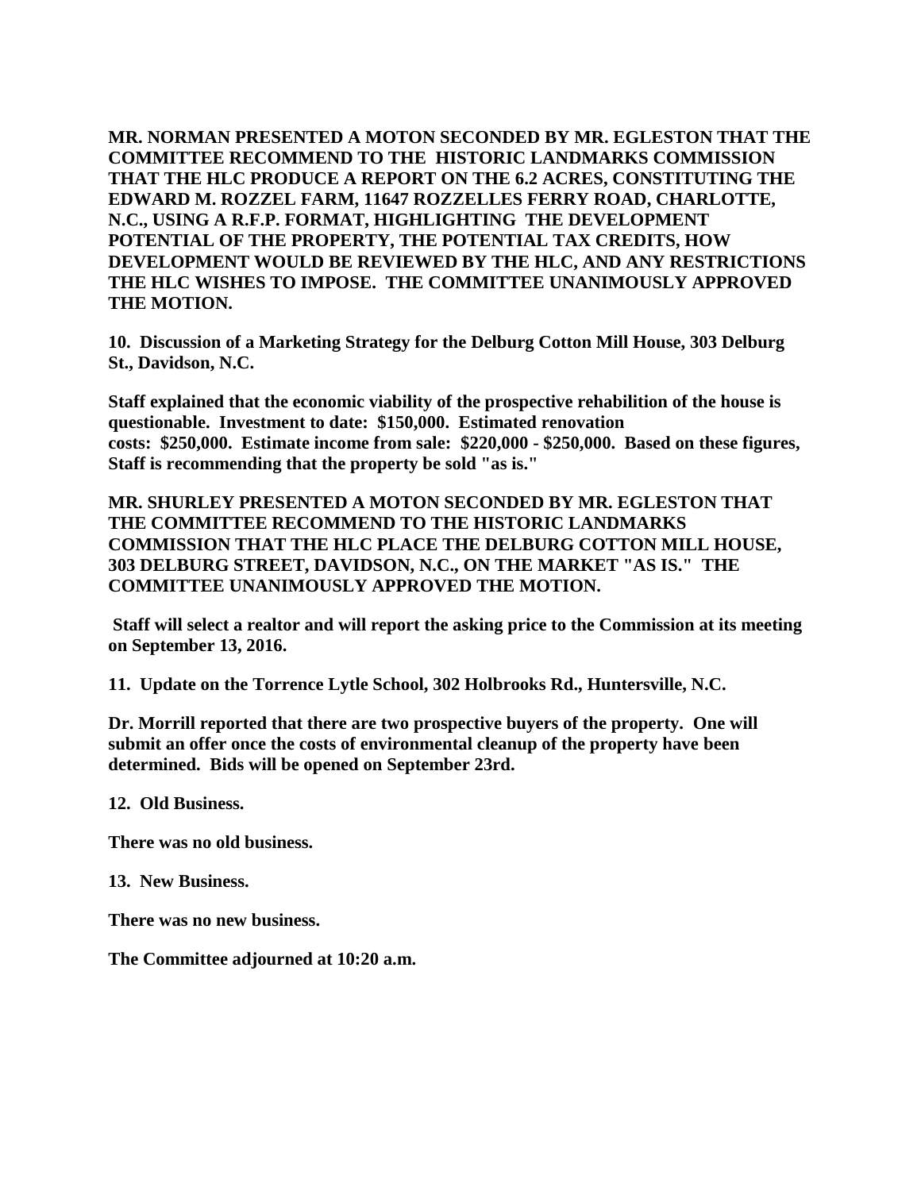**MR. NORMAN PRESENTED A MOTON SECONDED BY MR. EGLESTON THAT THE COMMITTEE RECOMMEND TO THE HISTORIC LANDMARKS COMMISSION THAT THE HLC PRODUCE A REPORT ON THE 6.2 ACRES, CONSTITUTING THE EDWARD M. ROZZEL FARM, 11647 ROZZELLES FERRY ROAD, CHARLOTTE, N.C., USING A R.F.P. FORMAT, HIGHLIGHTING THE DEVELOPMENT POTENTIAL OF THE PROPERTY, THE POTENTIAL TAX CREDITS, HOW DEVELOPMENT WOULD BE REVIEWED BY THE HLC, AND ANY RESTRICTIONS THE HLC WISHES TO IMPOSE. THE COMMITTEE UNANIMOUSLY APPROVED THE MOTION.**

**10. Discussion of a Marketing Strategy for the Delburg Cotton Mill House, 303 Delburg St., Davidson, N.C.**

**Staff explained that the economic viability of the prospective rehabilition of the house is questionable. Investment to date: $150,000. Estimated renovation costs: $250,000. Estimate income from sale: $220,000 - $250,000. Based on these figures, Staff is recommending that the property be sold "as is."**

**MR. SHURLEY PRESENTED A MOTON SECONDED BY MR. EGLESTON THAT THE COMMITTEE RECOMMEND TO THE HISTORIC LANDMARKS COMMISSION THAT THE HLC PLACE THE DELBURG COTTON MILL HOUSE, 303 DELBURG STREET, DAVIDSON, N.C., ON THE MARKET "AS IS." THE COMMITTEE UNANIMOUSLY APPROVED THE MOTION.**

**Staff will select a realtor and will report the asking price to the Commission at its meeting on September 13, 2016.**

**11. Update on the Torrence Lytle School, 302 Holbrooks Rd., Huntersville, N.C.**

**Dr. Morrill reported that there are two prospective buyers of the property. One will submit an offer once the costs of environmental cleanup of the property have been determined. Bids will be opened on September 23rd.**

**12. Old Business.**

**There was no old business.**

**13. New Business.**

**There was no new business.**

**The Committee adjourned at 10:20 a.m.**